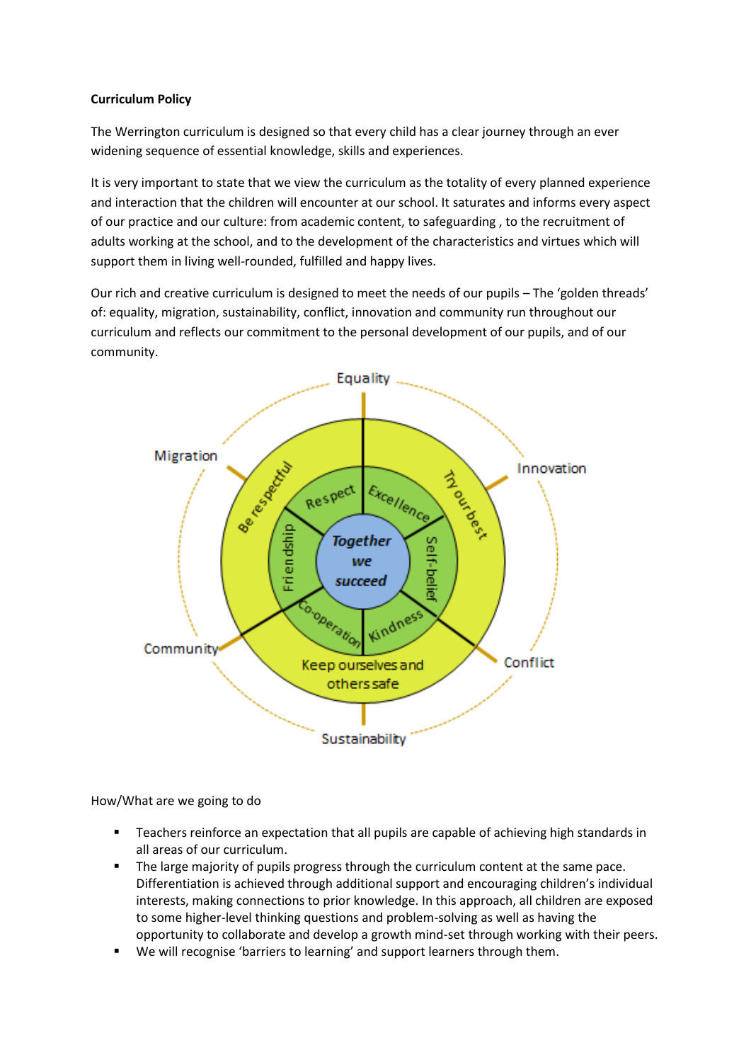**Curriculum Policy**

The Werrington curriculum is designed so that every child has a clear journey through an ever widening sequence of essential knowledge, skills and experiences.

It is very important to state that we view the curriculum as the totality of every planned experience and interaction that the children will encounter at our school. It saturates and informs every aspect of our practice and our culture: from academic content, to safeguarding , to the recruitment of adults working at the school, and to the development of the characteristics and virtues which will support them in living well-rounded, fulfilled and happy lives.

Our rich and creative curriculum is designed to meet the needs of our pupils – The 'golden threads' of: equality, migration, sustainability, conflict, innovation and community run throughout our curriculum and reflects our commitment to the personal development of our pupils, and of our community.

Equality

Migration

Innovation

Be respectful

Try our best

Respect

Excellence

Friendship

*Together we succeed*

Self-belief

Co-operation

Kindness

Community

Conflict

Keep ourselves and others safe

Sustainability

How/What are we going to do

- Teachers reinforce an expectation that all pupils are capable of achieving high standards in all areas of our curriculum.
- The large majority of pupils progress through the curriculum content at the same pace. Differentiation is achieved through additional support and encouraging children's individual interests, making connections to prior knowledge. In this approach, all children are exposed to some higher-level thinking questions and problem-solving as well as having the opportunity to collaborate and develop a growth mind-set through working with their peers.
- We will recognise 'barriers to learning' and support learners through them.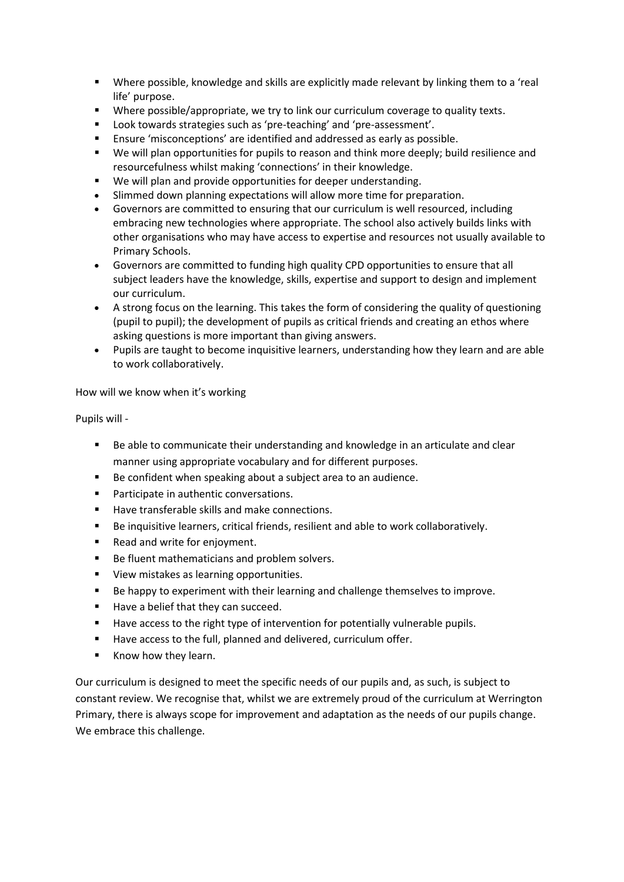- Where possible, knowledge and skills are explicitly made relevant by linking them to a 'real life' purpose.
- Where possible/appropriate, we try to link our curriculum coverage to quality texts.
- Look towards strategies such as 'pre-teaching' and 'pre-assessment'.
- Ensure 'misconceptions' are identified and addressed as early as possible.
- We will plan opportunities for pupils to reason and think more deeply; build resilience and resourcefulness whilst making 'connections' in their knowledge.
- We will plan and provide opportunities for deeper understanding.
- Slimmed down planning expectations will allow more time for preparation.
- Governors are committed to ensuring that our curriculum is well resourced, including embracing new technologies where appropriate. The school also actively builds links with other organisations who may have access to expertise and resources not usually available to Primary Schools.
- Governors are committed to funding high quality CPD opportunities to ensure that all subject leaders have the knowledge, skills, expertise and support to design and implement our curriculum.
- A strong focus on the learning. This takes the form of considering the quality of questioning (pupil to pupil); the development of pupils as critical friends and creating an ethos where asking questions is more important than giving answers.
- Pupils are taught to become inquisitive learners, understanding how they learn and are able to work collaboratively.

How will we know when it's working

Pupils will -

- Be able to communicate their understanding and knowledge in an articulate and clear manner using appropriate vocabulary and for different purposes.
- Be confident when speaking about a subject area to an audience.
- Participate in authentic conversations.
- Have transferable skills and make connections.
- Be inquisitive learners, critical friends, resilient and able to work collaboratively.
- Read and write for enjoyment.
- Be fluent mathematicians and problem solvers.
- View mistakes as learning opportunities.
- Be happy to experiment with their learning and challenge themselves to improve.
- Have a belief that they can succeed.
- Have access to the right type of intervention for potentially vulnerable pupils.
- Have access to the full, planned and delivered, curriculum offer.
- Know how they learn.

Our curriculum is designed to meet the specific needs of our pupils and, as such, is subject to constant review. We recognise that, whilst we are extremely proud of the curriculum at Werrington Primary, there is always scope for improvement and adaptation as the needs of our pupils change. We embrace this challenge.